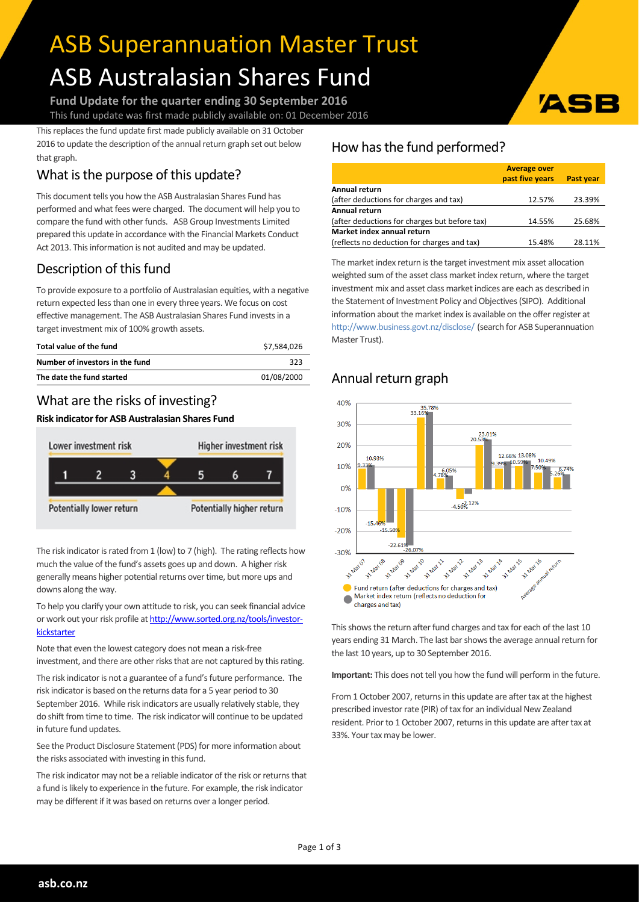# ASB Superannuation Master Trust

# ASB Australasian Shares Fund

**Fund Update for the quarter ending 30 September 2016**

This fund update was first made publicly available on: 01 December 2016

This replaces the fund update first made publicly available on 31 October 2016 to update the description of the annual return graph set out below that graph.

## What is the purpose of this update?

This document tells you how the ASB Australasian Shares Fund has performed and what fees were charged. The document will help you to compare the fund with other funds. ASB Group Investments Limited prepared this update in accordance with the Financial Markets Conduct Act 2013. This information is not audited and may be updated.

## Description of this fund

To provide exposure to a portfolio of Australasian equities, with a negative return expected less than one in every three years. We focus on cost effective management. The ASB Australasian Shares Fund invests in a target investment mix of 100% growth assets.

| | |
|---|---|
| **Total value of the fund** | $7,584,026 |
| **Number of investors in the fund** | 323 |
| **The date the fund started** | 01/08/2000 |

## What are the risks of investing?

**Risk indicator for ASB Australasian Shares Fund**

| Lower investment risk | | | | | | Higher investment risk |
|---|---|---|---|---|---|---|
| 1 | 2 | 3 | **4** | 5 | 6 | 7 |
| Potentially lower return | | | | | | Potentially higher return |

The risk indicator is rated from 1 (low) to 7 (high). The rating reflects how much the value of the fund's assets goes up and down. A higher risk generally means higher potential returns over time, but more ups and downs along the way.

To help you clarify your own attitude to risk, you can seek financial advice or work out your risk profile at http://www.sorted.org.nz/tools/investor-kickstarter

Note that even the lowest category does not mean a risk-free investment, and there are other risks that are not captured by this rating.

The risk indicator is not a guarantee of a fund's future performance. The risk indicator is based on the returns data for a 5 year period to 30 September 2016. While risk indicators are usually relatively stable, they do shift from time to time. The risk indicator will continue to be updated in future fund updates.

See the Product Disclosure Statement (PDS) for more information about the risks associated with investing in this fund.

The risk indicator may not be a reliable indicator of the risk or returns that a fund is likely to experience in the future. For example, the risk indicator may be different if it was based on returns over a longer period.

## How has the fund performed?

| | Average over past five years | Past year |
|---|---|---|
| **Annual return** (after deductions for charges and tax) | 12.57% | 23.39% |
| **Annual return** (after deductions for charges but before tax) | 14.55% | 25.68% |
| **Market index annual return** (reflects no deduction for charges and tax) | 15.48% | 28.11% |

The market index return is the target investment mix asset allocation weighted sum of the asset class market index return, where the target investment mix and asset class market indices are each as described in the Statement of Investment Policy and Objectives (SIPO). Additional information about the market index is available on the offer register at http://www.business.govt.nz/disclose/ (search for ASB Superannuation Master Trust).

## Annual return graph

| | Fund return (after deductions for charges and tax) | Market index return (reflects no deduction for charges and tax) |
|---|---|---|
| 31 Mar 07 | 9.33% | 10.93% |
| 31 Mar 08 | -15.46% | -15.50% |
| 31 Mar 09 | -22.61% | -26.07% |
| 31 Mar 10 | 33.16% | 35.78% |
| 31 Mar 11 | 4.78% | 6.05% |
| 31 Mar 12 | -4.50% | -2.12% |
| 31 Mar 13 | 20.53% | 23.01% |
| 31 Mar 14 | 9.39% | 12.68% |
| 31 Mar 15 | 10.59% | 13.08% |
| 31 Mar 16 | 7.50% | 10.49% |
| Average annual return | 5.26% | 6.74% |

This shows the return after fund charges and tax for each of the last 10 years ending 31 March. The last bar shows the average annual return for the last 10 years, up to 30 September 2016.

**Important:** This does not tell you how the fund will perform in the future.

From 1 October 2007, returns in this update are after tax at the highest prescribed investor rate (PIR) of tax for an individual New Zealand resident. Prior to 1 October 2007, returns in this update are after tax at 33%. Your tax may be lower.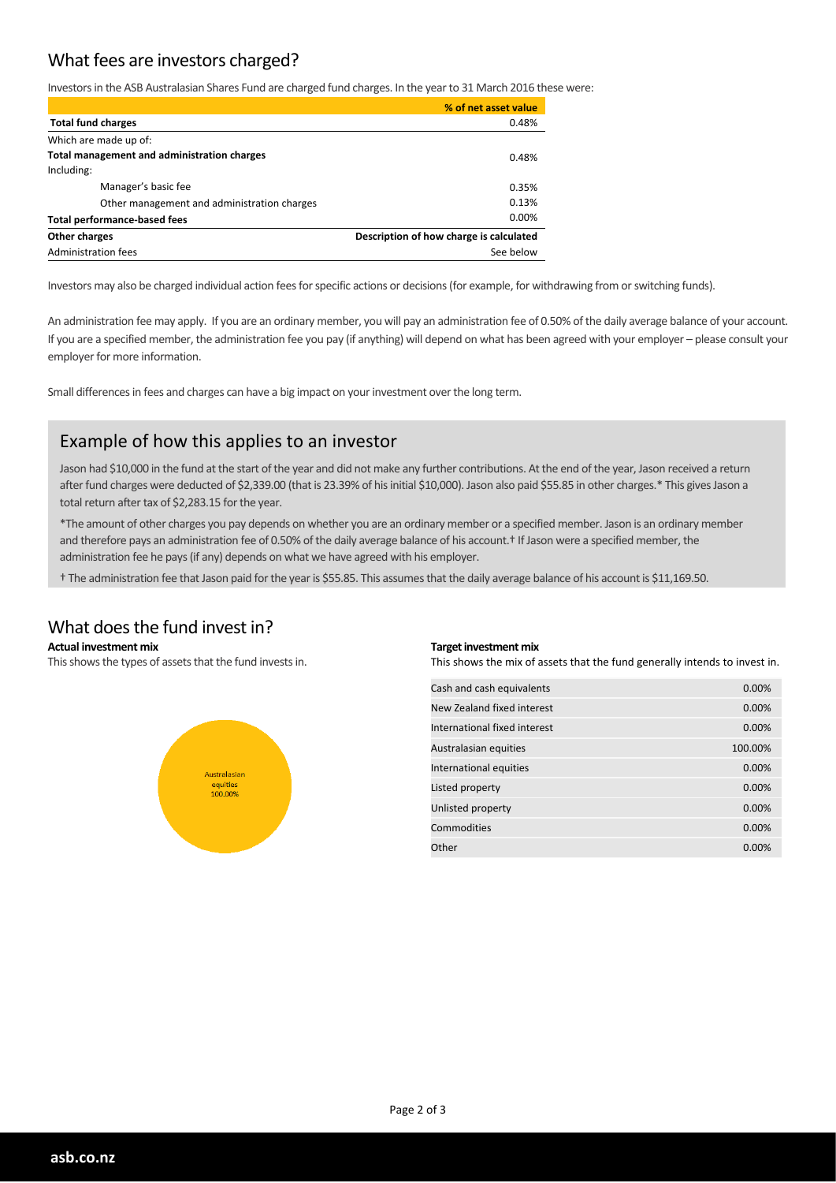## What fees are investors charged?

Investors in the ASB Australasian Shares Fund are charged fund charges. In the year to 31 March 2016 these were:

| | % of net asset value |
|---|---|
| **Total fund charges** | 0.48% |
| Which are made up of: | |
| **Total management and administration charges** | 0.48% |
| Including: | |
| Manager's basic fee | 0.35% |
| Other management and administration charges | 0.13% |
| **Total performance-based fees** | 0.00% |
| **Other charges** | **Description of how charge is calculated** |
| Administration fees | See below |

Investors may also be charged individual action fees for specific actions or decisions (for example, for withdrawing from or switching funds).

An administration fee may apply. If you are an ordinary member, you will pay an administration fee of 0.50% of the daily average balance of your account. If you are a specified member, the administration fee you pay (if anything) will depend on what has been agreed with your employer – please consult your employer for more information.

Small differences in fees and charges can have a big impact on your investment over the long term.

## Example of how this applies to an investor

Jason had $10,000 in the fund at the start of the year and did not make any further contributions. At the end of the year, Jason received a return after fund charges were deducted of $2,339.00 (that is 23.39% of his initial $10,000). Jason also paid $55.85 in other charges.* This gives Jason a total return after tax of $2,283.15 for the year.

*The amount of other charges you pay depends on whether you are an ordinary member or a specified member. Jason is an ordinary member and therefore pays an administration fee of 0.50% of the daily average balance of his account.† If Jason were a specified member, the administration fee he pays (if any) depends on what we have agreed with his employer.

† The administration fee that Jason paid for the year is $55.85. This assumes that the daily average balance of his account is $11,169.50.

## What does the fund invest in?

**Actual investment mix**

This shows the types of assets that the fund invests in.

Australasian equities 100.00%

**Target investment mix**

This shows the mix of assets that the fund generally intends to invest in.

| Asset | % |
|---|---|
| Cash and cash equivalents | 0.00% |
| New Zealand fixed interest | 0.00% |
| International fixed interest | 0.00% |
| Australasian equities | 100.00% |
| International equities | 0.00% |
| Listed property | 0.00% |
| Unlisted property | 0.00% |
| Commodities | 0.00% |
| Other | 0.00% |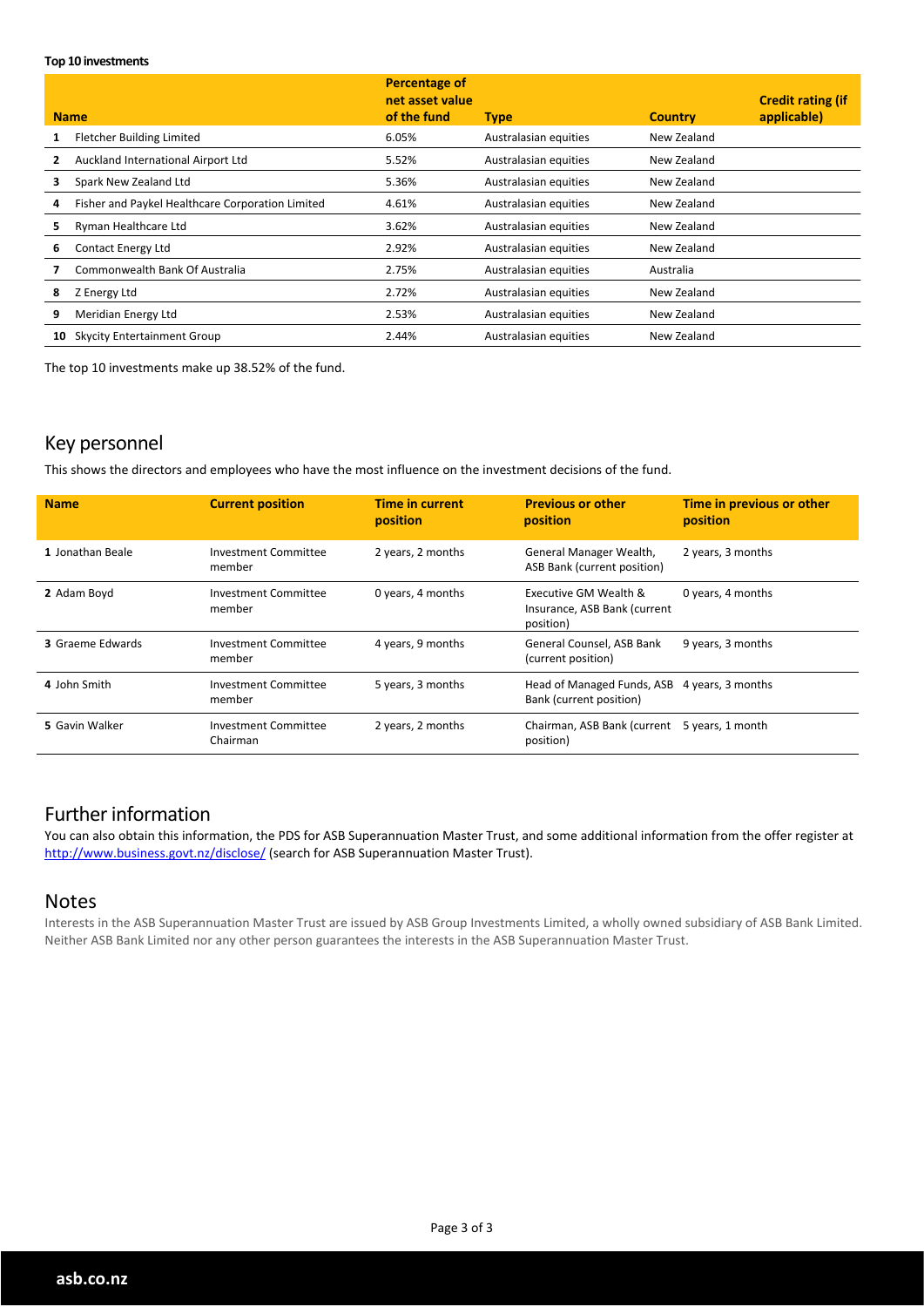**Top 10 investments**

| Name | | Percentage of net asset value of the fund | Type | Country | Credit rating (if applicable) |
|---|---|---|---|---|---|
| 1 | Fletcher Building Limited | 6.05% | Australasian equities | New Zealand | |
| 2 | Auckland International Airport Ltd | 5.52% | Australasian equities | New Zealand | |
| 3 | Spark New Zealand Ltd | 5.36% | Australasian equities | New Zealand | |
| 4 | Fisher and Paykel Healthcare Corporation Limited | 4.61% | Australasian equities | New Zealand | |
| 5 | Ryman Healthcare Ltd | 3.62% | Australasian equities | New Zealand | |
| 6 | Contact Energy Ltd | 2.92% | Australasian equities | New Zealand | |
| 7 | Commonwealth Bank Of Australia | 2.75% | Australasian equities | Australia | |
| 8 | Z Energy Ltd | 2.72% | Australasian equities | New Zealand | |
| 9 | Meridian Energy Ltd | 2.53% | Australasian equities | New Zealand | |
| 10 | Skycity Entertainment Group | 2.44% | Australasian equities | New Zealand | |

The top 10 investments make up 38.52% of the fund.

## Key personnel

This shows the directors and employees who have the most influence on the investment decisions of the fund.

| Name | Current position | Time in current position | Previous or other position | Time in previous or other position |
|---|---|---|---|---|
| 1 Jonathan Beale | Investment Committee member | 2 years, 2 months | General Manager Wealth, ASB Bank (current position) | 2 years, 3 months |
| 2 Adam Boyd | Investment Committee member | 0 years, 4 months | Executive GM Wealth & Insurance, ASB Bank (current position) | 0 years, 4 months |
| 3 Graeme Edwards | Investment Committee member | 4 years, 9 months | General Counsel, ASB Bank (current position) | 9 years, 3 months |
| 4 John Smith | Investment Committee member | 5 years, 3 months | Head of Managed Funds, ASB Bank (current position) | 4 years, 3 months |
| 5 Gavin Walker | Investment Committee Chairman | 2 years, 2 months | Chairman, ASB Bank (current position) | 5 years, 1 month |

## Further information

You can also obtain this information, the PDS for ASB Superannuation Master Trust, and some additional information from the offer register at http://www.business.govt.nz/disclose/ (search for ASB Superannuation Master Trust).

## Notes

Interests in the ASB Superannuation Master Trust are issued by ASB Group Investments Limited, a wholly owned subsidiary of ASB Bank Limited. Neither ASB Bank Limited nor any other person guarantees the interests in the ASB Superannuation Master Trust.

asb.co.nz